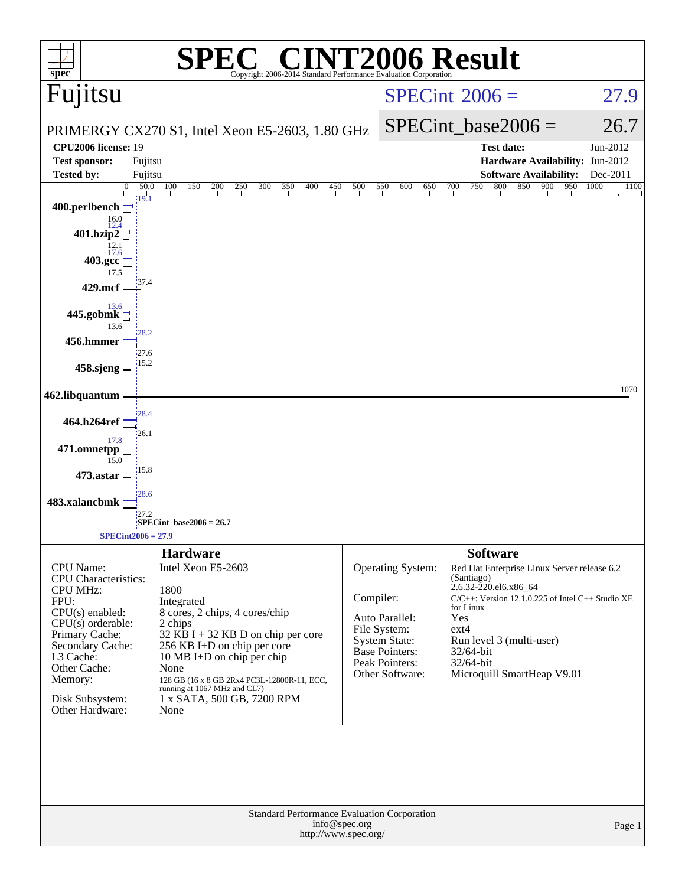# SPEC® CINT2006 Result

Copyright 2006-2014 Standard Performance Evaluation Corporation

## Fujitsu

PRIMERGY CX270 S1, Intel Xeon E5-2603, 1.80 GHz

SPECint_2006 = 27.9

SPECint_base2006 = 26.7

| | | | |
|---|---|---|---|
| **CPU2006 license:** 19 | | **Test date:** | Jun-2012 |
| **Test sponsor:** | Fujitsu | **Hardware Availability:** | Jun-2012 |
| **Tested by:** | Fujitsu | **Software Availability:** | Dec-2011 |

| Benchmark | Peak | Base |
|---|---|---|
| 400.perlbench | 19.1 | 16.0 |
| 401.bzip2 | 12.4 | 12.1 |
| 403.gcc | 17.6 | 17.5 |
| 429.mcf | 37.4 | |
| 445.gobmk | 13.6 | 13.6 |
| 456.hmmer | 28.2 | 27.6 |
| 458.sjeng | 15.2 | |
| 462.libquantum | 1070 | |
| 464.h264ref | 28.4 | 26.1 |
| 471.omnetpp | 17.8 | 15.0 |
| 473.astar | 15.8 | |
| 483.xalancbmk | 28.6 | 27.2 |

SPECint_base2006 = 26.7

SPECint2006 = 27.9

## Hardware

| | |
|---|---|
| CPU Name: | Intel Xeon E5-2603 |
| CPU Characteristics: | |
| CPU MHz: | 1800 |
| FPU: | Integrated |
| CPU(s) enabled: | 8 cores, 2 chips, 4 cores/chip |
| CPU(s) orderable: | 2 chips |
| Primary Cache: | 32 KB I + 32 KB D on chip per core |
| Secondary Cache: | 256 KB I+D on chip per core |
| L3 Cache: | 10 MB I+D on chip per chip |
| Other Cache: | None |
| Memory: | 128 GB (16 x 8 GB 2Rx4 PC3L-12800R-11, ECC, running at 1067 MHz and CL7) |
| Disk Subsystem: | 1 x SATA, 500 GB, 7200 RPM |
| Other Hardware: | None |

## Software

| | |
|---|---|
| Operating System: | Red Hat Enterprise Linux Server release 6.2 (Santiago) 2.6.32-220.el6.x86_64 |
| Compiler: | C/C++: Version 12.1.0.225 of Intel C++ Studio XE for Linux |
| Auto Parallel: | Yes |
| File System: | ext4 |
| System State: | Run level 3 (multi-user) |
| Base Pointers: | 32/64-bit |
| Peak Pointers: | 32/64-bit |
| Other Software: | Microquill SmartHeap V9.01 |

Standard Performance Evaluation Corporation
info@spec.org
http://www.spec.org/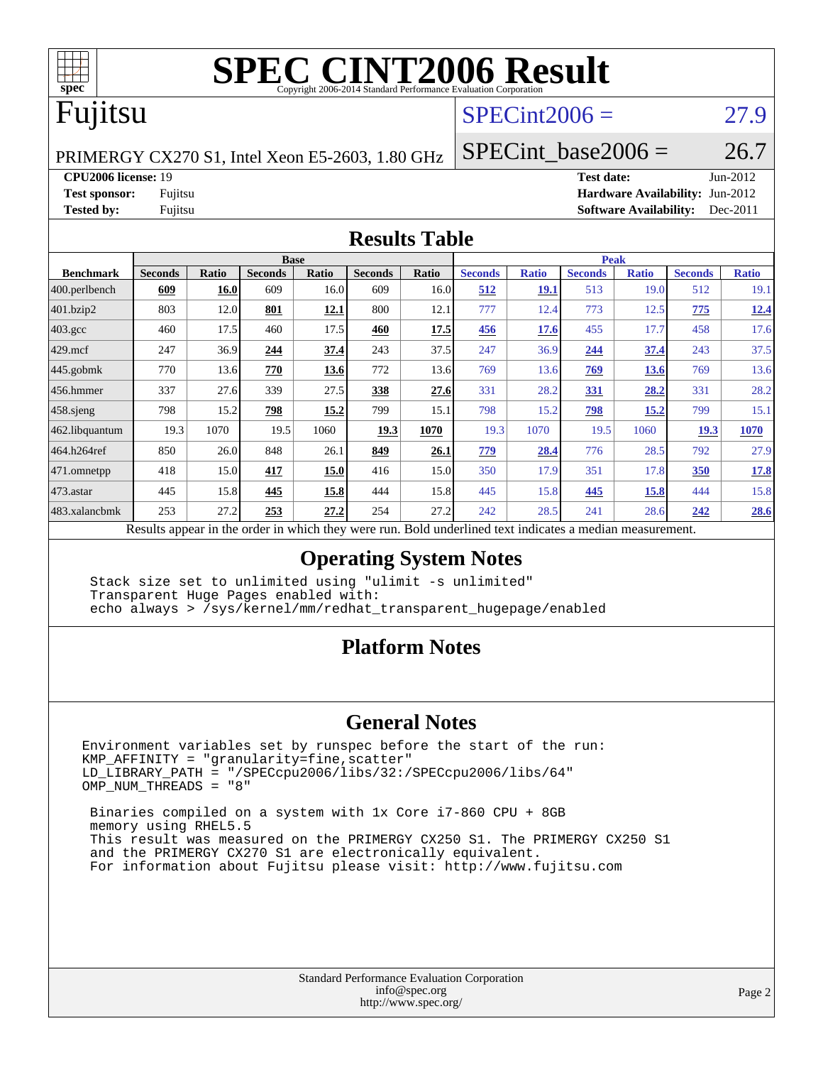# SPEC CINT2006 Result

Copyright 2006-2014 Standard Performance Evaluation Corporation

## Fujitsu

PRIMERGY CX270 S1, Intel Xeon E5-2603, 1.80 GHz

SPECint2006 = 27.9

SPECint_base2006 = 26.7

| | | | |
|---|---|---|---|
| **CPU2006 license:** | 19 | **Test date:** | Jun-2012 |
| **Test sponsor:** | Fujitsu | **Hardware Availability:** | Jun-2012 |
| **Tested by:** | Fujitsu | **Software Availability:** | Dec-2011 |

## Results Table

| Benchmark | Base | | | | | | Peak | | | | | |
|---|---|---|---|---|---|---|---|---|---|---|---|---|
| | Seconds | Ratio | Seconds | Ratio | Seconds | Ratio | Seconds | Ratio | Seconds | Ratio | Seconds | Ratio |
| 400.perlbench | **609** | **16.0** | 609 | 16.0 | 609 | 16.0 | **512** | **19.1** | 513 | 19.0 | 512 | 19.1 |
| 401.bzip2 | 803 | 12.0 | **801** | **12.1** | 800 | 12.1 | 777 | 12.4 | 773 | 12.5 | **775** | **12.4** |
| 403.gcc | 460 | 17.5 | 460 | 17.5 | **460** | **17.5** | **456** | **17.6** | 455 | 17.7 | 458 | 17.6 |
| 429.mcf | 247 | 36.9 | **244** | **37.4** | 243 | 37.5 | 247 | 36.9 | **244** | **37.4** | 243 | 37.5 |
| 445.gobmk | 770 | 13.6 | **770** | **13.6** | 772 | 13.6 | 769 | 13.6 | **769** | **13.6** | 769 | 13.6 |
| 456.hmmer | 337 | 27.6 | 339 | 27.5 | **338** | **27.6** | 331 | 28.2 | **331** | **28.2** | 331 | 28.2 |
| 458.sjeng | 798 | 15.2 | **798** | **15.2** | 799 | 15.1 | 798 | 15.2 | **798** | **15.2** | 799 | 15.1 |
| 462.libquantum | 19.3 | 1070 | 19.5 | 1060 | **19.3** | **1070** | 19.3 | 1070 | 19.5 | 1060 | **19.3** | **1070** |
| 464.h264ref | 850 | 26.0 | 848 | 26.1 | **849** | **26.1** | **779** | **28.4** | 776 | 28.5 | 792 | 27.9 |
| 471.omnetpp | 418 | 15.0 | **417** | **15.0** | 416 | 15.0 | 350 | 17.9 | 351 | 17.8 | **350** | **17.8** |
| 473.astar | 445 | 15.8 | **445** | **15.8** | 444 | 15.8 | 445 | 15.8 | **445** | **15.8** | 444 | 15.8 |
| 483.xalancbmk | 253 | 27.2 | **253** | **27.2** | 254 | 27.2 | 242 | 28.5 | 241 | 28.6 | **242** | **28.6** |

Results appear in the order in which they were run. Bold underlined text indicates a median measurement.

## Operating System Notes

```
Stack size set to unlimited using "ulimit -s unlimited"
Transparent Huge Pages enabled with:
echo always > /sys/kernel/mm/redhat_transparent_hugepage/enabled
```

## Platform Notes

## General Notes

```
Environment variables set by runspec before the start of the run:
KMP_AFFINITY = "granularity=fine,scatter"
LD_LIBRARY_PATH = "/SPECcpu2006/libs/32:/SPECcpu2006/libs/64"
OMP_NUM_THREADS = "8"

 Binaries compiled on a system with 1x Core i7-860 CPU + 8GB
 memory using RHEL5.5
 This result was measured on the PRIMERGY CX250 S1. The PRIMERGY CX250 S1
 and the PRIMERGY CX270 S1 are electronically equivalent.
 For information about Fujitsu please visit: http://www.fujitsu.com
```

Standard Performance Evaluation Corporation
info@spec.org
http://www.spec.org/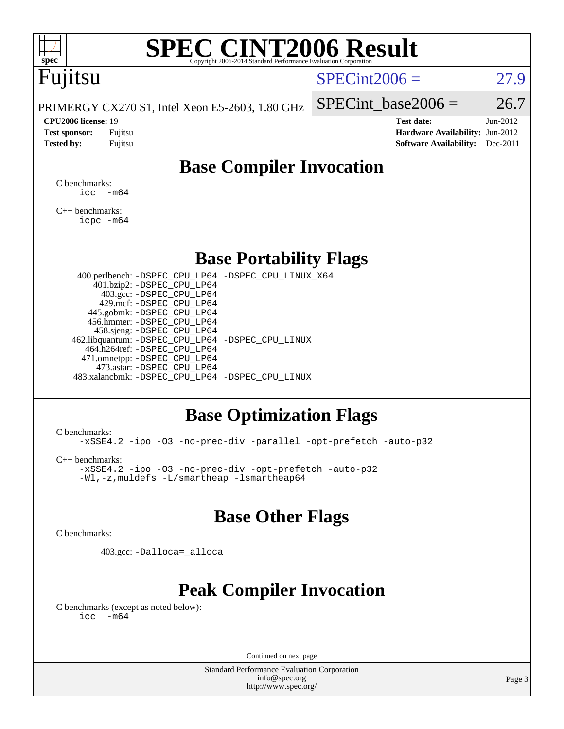# SPEC CINT2006 Result

Copyright 2006-2014 Standard Performance Evaluation Corporation

## Fujitsu

PRIMERGY CX270 S1, Intel Xeon E5-2603, 1.80 GHz

SPECint2006 = 27.9

SPECint_base2006 = 26.7

**CPU2006 license:** 19
**Test sponsor:** Fujitsu
**Tested by:** Fujitsu

**Test date:** Jun-2012
**Hardware Availability:** Jun-2012
**Software Availability:** Dec-2011

## Base Compiler Invocation

C benchmarks:
`icc -m64`

C++ benchmarks:
`icpc -m64`

## Base Portability Flags

| Benchmark | Flags |
|---|---|
| 400.perlbench: | -DSPEC_CPU_LP64 -DSPEC_CPU_LINUX_X64 |
| 401.bzip2: | -DSPEC_CPU_LP64 |
| 403.gcc: | -DSPEC_CPU_LP64 |
| 429.mcf: | -DSPEC_CPU_LP64 |
| 445.gobmk: | -DSPEC_CPU_LP64 |
| 456.hmmer: | -DSPEC_CPU_LP64 |
| 458.sjeng: | -DSPEC_CPU_LP64 |
| 462.libquantum: | -DSPEC_CPU_LP64 -DSPEC_CPU_LINUX |
| 464.h264ref: | -DSPEC_CPU_LP64 |
| 471.omnetpp: | -DSPEC_CPU_LP64 |
| 473.astar: | -DSPEC_CPU_LP64 |
| 483.xalancbmk: | -DSPEC_CPU_LP64 -DSPEC_CPU_LINUX |

## Base Optimization Flags

C benchmarks:
`-xSSE4.2 -ipo -O3 -no-prec-div -parallel -opt-prefetch -auto-p32`

C++ benchmarks:
`-xSSE4.2 -ipo -O3 -no-prec-div -opt-prefetch -auto-p32`
`-Wl,-z,muldefs -L/smartheap -lsmartheap64`

## Base Other Flags

C benchmarks:

403.gcc: `-Dalloca=_alloca`

## Peak Compiler Invocation

C benchmarks (except as noted below):
`icc -m64`

Continued on next page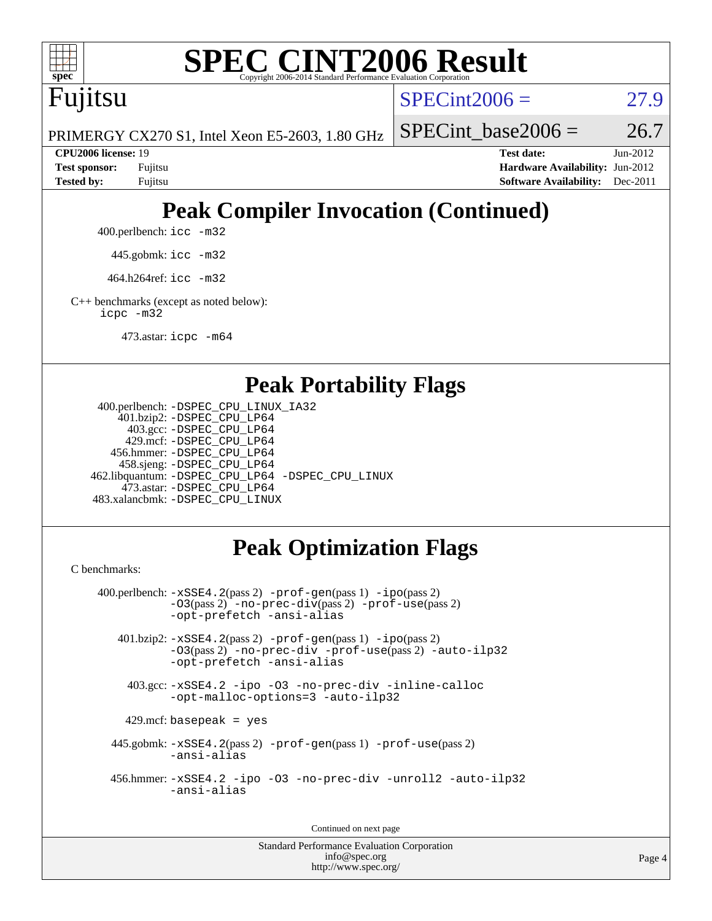# SPEC CINT2006 Result

Fujitsu

PRIMERGY CX270 S1, Intel Xeon E5-2603, 1.80 GHz

SPECint2006 = 27.9

SPECint_base2006 = 26.7

| | | | |
|---|---|---|---|
| **CPU2006 license:** 19 | | **Test date:** | Jun-2012 |
| **Test sponsor:** | Fujitsu | **Hardware Availability:** | Jun-2012 |
| **Tested by:** | Fujitsu | **Software Availability:** | Dec-2011 |

## Peak Compiler Invocation (Continued)

400.perlbench: `icc -m32`

445.gobmk: `icc -m32`

464.h264ref: `icc -m32`

C++ benchmarks (except as noted below):
`icpc -m32`

473.astar: `icpc -m64`

## Peak Portability Flags

400.perlbench: `-DSPEC_CPU_LINUX_IA32`
401.bzip2: `-DSPEC_CPU_LP64`
403.gcc: `-DSPEC_CPU_LP64`
429.mcf: `-DSPEC_CPU_LP64`
456.hmmer: `-DSPEC_CPU_LP64`
458.sjeng: `-DSPEC_CPU_LP64`
462.libquantum: `-DSPEC_CPU_LP64 -DSPEC_CPU_LINUX`
473.astar: `-DSPEC_CPU_LP64`
483.xalancbmk: `-DSPEC_CPU_LINUX`

## Peak Optimization Flags

C benchmarks:

400.perlbench: `-xSSE4.2`(pass 2) `-prof-gen`(pass 1) `-ipo`(pass 2) `-O3`(pass 2) `-no-prec-div`(pass 2) `-prof-use`(pass 2) `-opt-prefetch -ansi-alias`

401.bzip2: `-xSSE4.2`(pass 2) `-prof-gen`(pass 1) `-ipo`(pass 2) `-O3`(pass 2) `-no-prec-div -prof-use`(pass 2) `-auto-ilp32 -opt-prefetch -ansi-alias`

403.gcc: `-xSSE4.2 -ipo -O3 -no-prec-div -inline-calloc -opt-malloc-options=3 -auto-ilp32`

429.mcf: `basepeak = yes`

445.gobmk: `-xSSE4.2`(pass 2) `-prof-gen`(pass 1) `-prof-use`(pass 2) `-ansi-alias`

456.hmmer: `-xSSE4.2 -ipo -O3 -no-prec-div -unroll2 -auto-ilp32 -ansi-alias`

Continued on next page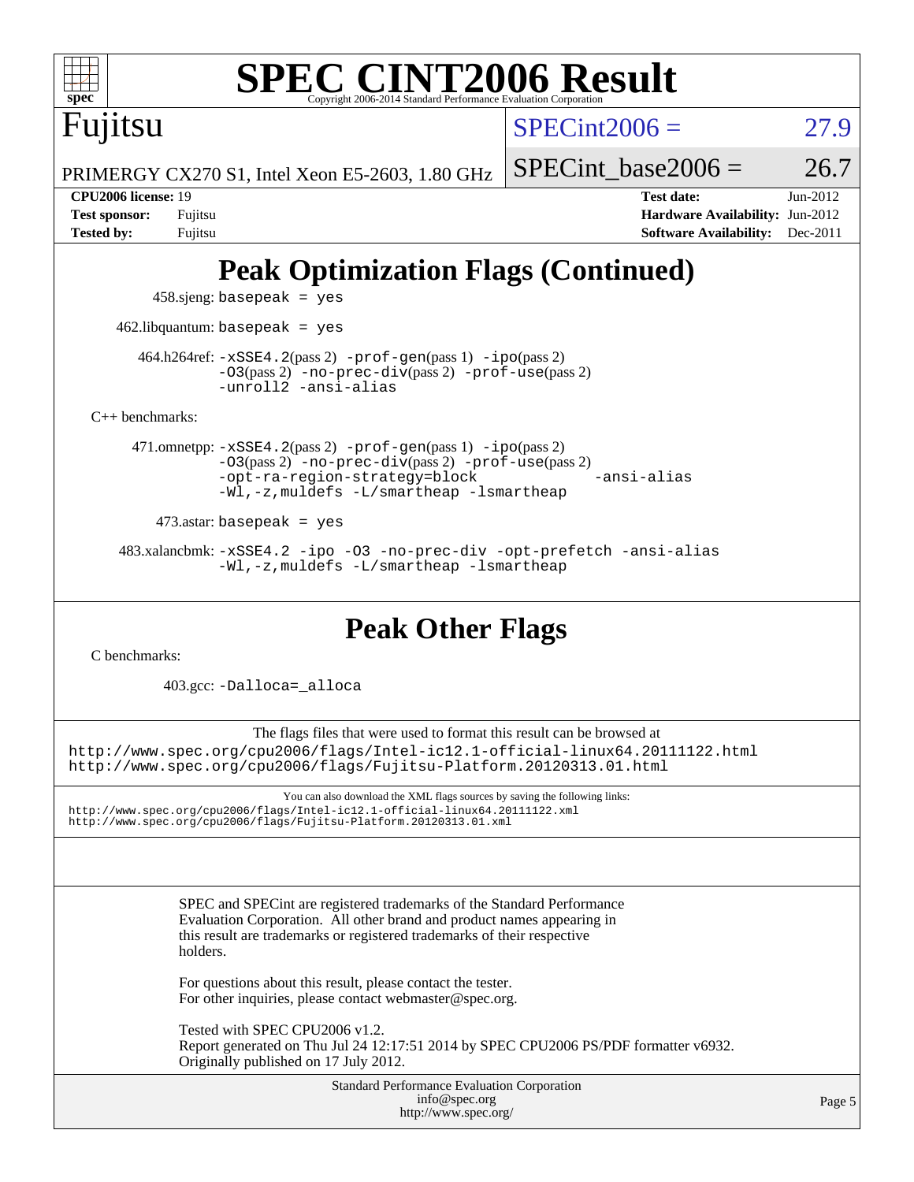# SPEC CINT2006 Result

Copyright 2006-2014 Standard Performance Evaluation Corporation

Fujitsu

PRIMERGY CX270 S1, Intel Xeon E5-2603, 1.80 GHz

SPECint2006 = 27.9

SPECint_base2006 = 26.7

**CPU2006 license:** 19
**Test sponsor:** Fujitsu
**Tested by:** Fujitsu

**Test date:** Jun-2012
**Hardware Availability:** Jun-2012
**Software Availability:** Dec-2011

## Peak Optimization Flags (Continued)

458.sjeng: `basepeak = yes`

462.libquantum: `basepeak = yes`

464.h264ref: `-xSSE4.2`(pass 2) `-prof-gen`(pass 1) `-ipo`(pass 2) `-O3`(pass 2) `-no-prec-div`(pass 2) `-prof-use`(pass 2) `-unroll2 -ansi-alias`

C++ benchmarks:

471.omnetpp: `-xSSE4.2`(pass 2) `-prof-gen`(pass 1) `-ipo`(pass 2) `-O3`(pass 2) `-no-prec-div`(pass 2) `-prof-use`(pass 2) `-opt-ra-region-strategy=block` `-ansi-alias` `-Wl,-z,muldefs -L/smartheap -lsmartheap`

473.astar: `basepeak = yes`

483.xalancbmk: `-xSSE4.2 -ipo -O3 -no-prec-div -opt-prefetch -ansi-alias -Wl,-z,muldefs -L/smartheap -lsmartheap`

## Peak Other Flags

C benchmarks:

403.gcc: `-Dalloca=_alloca`

The flags files that were used to format this result can be browsed at
http://www.spec.org/cpu2006/flags/Intel-ic12.1-official-linux64.20111122.html
http://www.spec.org/cpu2006/flags/Fujitsu-Platform.20120313.01.html

You can also download the XML flags sources by saving the following links:
http://www.spec.org/cpu2006/flags/Intel-ic12.1-official-linux64.20111122.xml
http://www.spec.org/cpu2006/flags/Fujitsu-Platform.20120313.01.xml

SPEC and SPECint are registered trademarks of the Standard Performance Evaluation Corporation. All other brand and product names appearing in this result are trademarks or registered trademarks of their respective holders.

For questions about this result, please contact the tester.
For other inquiries, please contact webmaster@spec.org.

Tested with SPEC CPU2006 v1.2.
Report generated on Thu Jul 24 12:17:51 2014 by SPEC CPU2006 PS/PDF formatter v6932.
Originally published on 17 July 2012.

Standard Performance Evaluation Corporation
info@spec.org
http://www.spec.org/